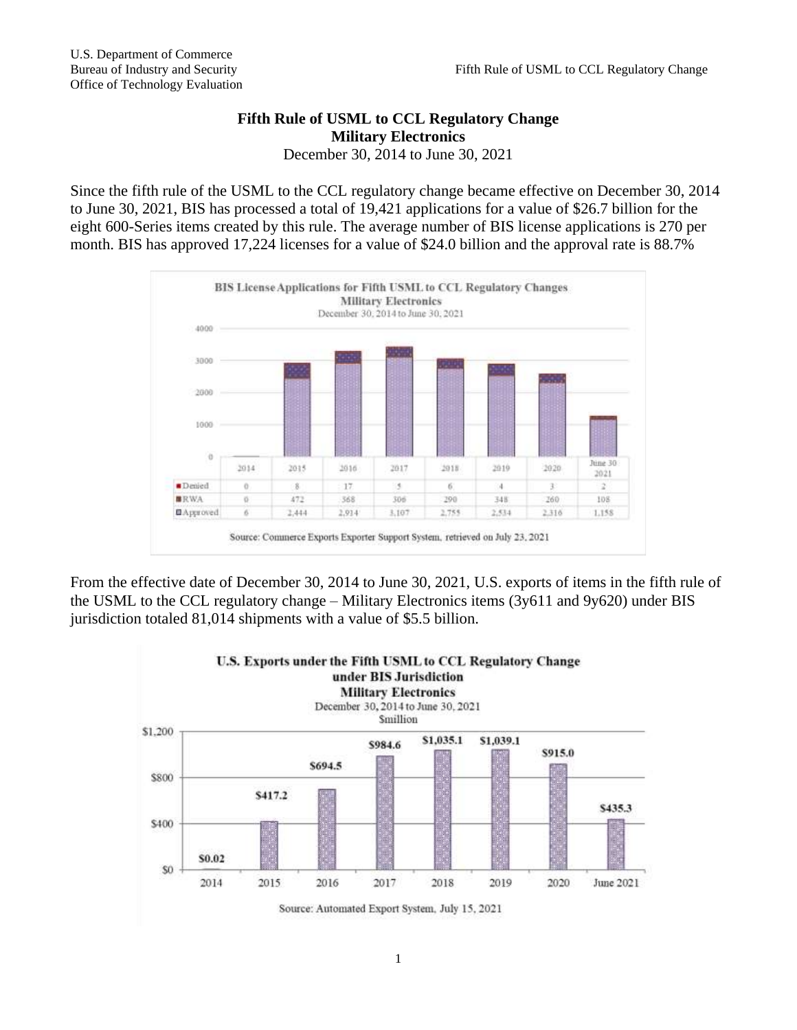U.S. Department of Commerce
Bureau of Industry and Security
Office of Technology Evaluation

# Fifth Rule of USML to CCL Regulatory Change
## Military Electronics
December 30, 2014 to June 30, 2021

Since the fifth rule of the USML to the CCL regulatory change became effective on December 30, 2014 to June 30, 2021, BIS has processed a total of 19,421 applications for a value of $26.7 billion for the eight 600-Series items created by this rule. The average number of BIS license applications is 270 per month. BIS has approved 17,224 licenses for a value of $24.0 billion and the approval rate is 88.7%

**BIS License Applications for Fifth USML to CCL Regulatory Changes**
**Military Electronics**
December 30, 2014 to June 30, 2021

| | 2014 | 2015 | 2016 | 2017 | 2018 | 2019 | 2020 | June 30 2021 |
|---|---|---|---|---|---|---|---|---|
| Denied | 0 | 8 | 17 | 5 | 6 | 4 | 3 | 2 |
| RWA | 0 | 472 | 368 | 306 | 290 | 348 | 260 | 108 |
| Approved | 6 | 2,444 | 2,914 | 3,107 | 2,755 | 2,534 | 2,316 | 1,158 |

Source: Commerce Exports Exporter Support System, retrieved on July 23, 2021

From the effective date of December 30, 2014 to June 30, 2021, U.S. exports of items in the fifth rule of the USML to the CCL regulatory change – Military Electronics items (3y611 and 9y620) under BIS jurisdiction totaled 81,014 shipments with a value of $5.5 billion.

**U.S. Exports under the Fifth USML to CCL Regulatory Change under BIS Jurisdiction**
**Military Electronics**
December 30, 2014 to June 30, 2021
$million

| 2014 | 2015 | 2016 | 2017 | 2018 | 2019 | 2020 | June 2021 |
|---|---|---|---|---|---|---|---|
| $0.02 | $417.2 | $694.5 | $984.6 | $1,035.1 | $1,039.1 | $915.0 | $435.3 |

Source: Automated Export System, July 15, 2021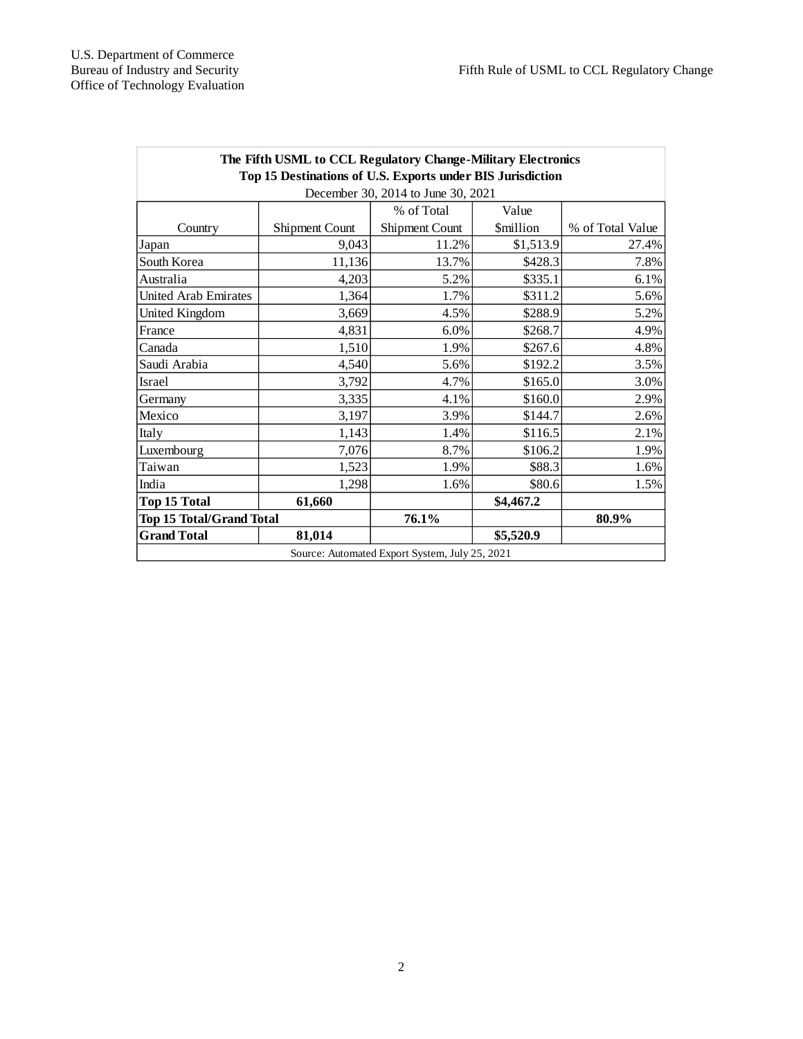| The Fifth USML to CCL Regulatory Change-Military Electronics<br>Top 15 Destinations of U.S. Exports under BIS Jurisdiction<br>December 30, 2014 to June 30, 2021 | | | | |
|---|---|---|---|---|
| Country | Shipment Count | % of Total Shipment Count | Value $million | % of Total Value |
| Japan | 9,043 | 11.2% | $1,513.9 | 27.4% |
| South Korea | 11,136 | 13.7% | $428.3 | 7.8% |
| Australia | 4,203 | 5.2% | $335.1 | 6.1% |
| United Arab Emirates | 1,364 | 1.7% | $311.2 | 5.6% |
| United Kingdom | 3,669 | 4.5% | $288.9 | 5.2% |
| France | 4,831 | 6.0% | $268.7 | 4.9% |
| Canada | 1,510 | 1.9% | $267.6 | 4.8% |
| Saudi Arabia | 4,540 | 5.6% | $192.2 | 3.5% |
| Israel | 3,792 | 4.7% | $165.0 | 3.0% |
| Germany | 3,335 | 4.1% | $160.0 | 2.9% |
| Mexico | 3,197 | 3.9% | $144.7 | 2.6% |
| Italy | 1,143 | 1.4% | $116.5 | 2.1% |
| Luxembourg | 7,076 | 8.7% | $106.2 | 1.9% |
| Taiwan | 1,523 | 1.9% | $88.3 | 1.6% |
| India | 1,298 | 1.6% | $80.6 | 1.5% |
| **Top 15 Total** | **61,660** | | **$4,467.2** | |
| **Top 15 Total/Grand Total** | | **76.1%** | | **80.9%** |
| **Grand Total** | **81,014** | | **$5,520.9** | |
| Source: Automated Export System, July 25, 2021 | | | | |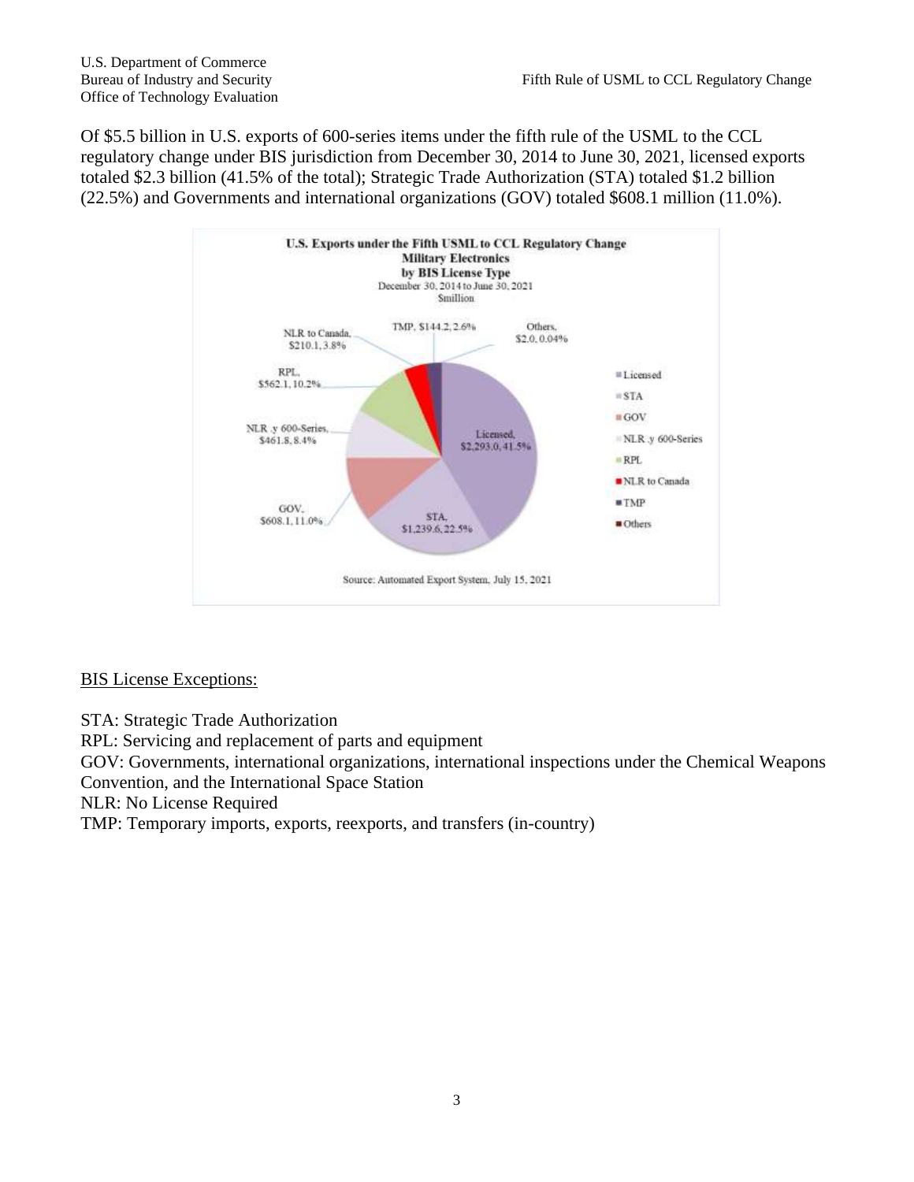Of $5.5 billion in U.S. exports of 600-series items under the fifth rule of the USML to the CCL regulatory change under BIS jurisdiction from December 30, 2014 to June 30, 2021, licensed exports totaled $2.3 billion (41.5% of the total); Strategic Trade Authorization (STA) totaled $1.2 billion (22.5%) and Governments and international organizations (GOV) totaled $608.1 million (11.0%).

**U.S. Exports under the Fifth USML to CCL Regulatory Change**
**Military Electronics**
**by BIS License Type**
December 30, 2014 to June 30, 2021
$million

TMP, $144.2, 2.6%
Others, $2.0, 0.04%
NLR to Canada, $210.1, 3.8%
RPL, $562.1, 10.2%
NLR .y 600-Series, $461.8, 8.4%
Licensed, $2,293.0, 41.5%
GOV, $608.1, 11.0%
STA, $1,239.6, 22.5%

Licensed
STA
GOV
NLR .y 600-Series
RPL
NLR to Canada
TMP
Others

Source: Automated Export System, July 15, 2021

<u>BIS License Exceptions:</u>

STA: Strategic Trade Authorization
RPL: Servicing and replacement of parts and equipment
GOV: Governments, international organizations, international inspections under the Chemical Weapons Convention, and the International Space Station
NLR: No License Required
TMP: Temporary imports, exports, reexports, and transfers (in-country)